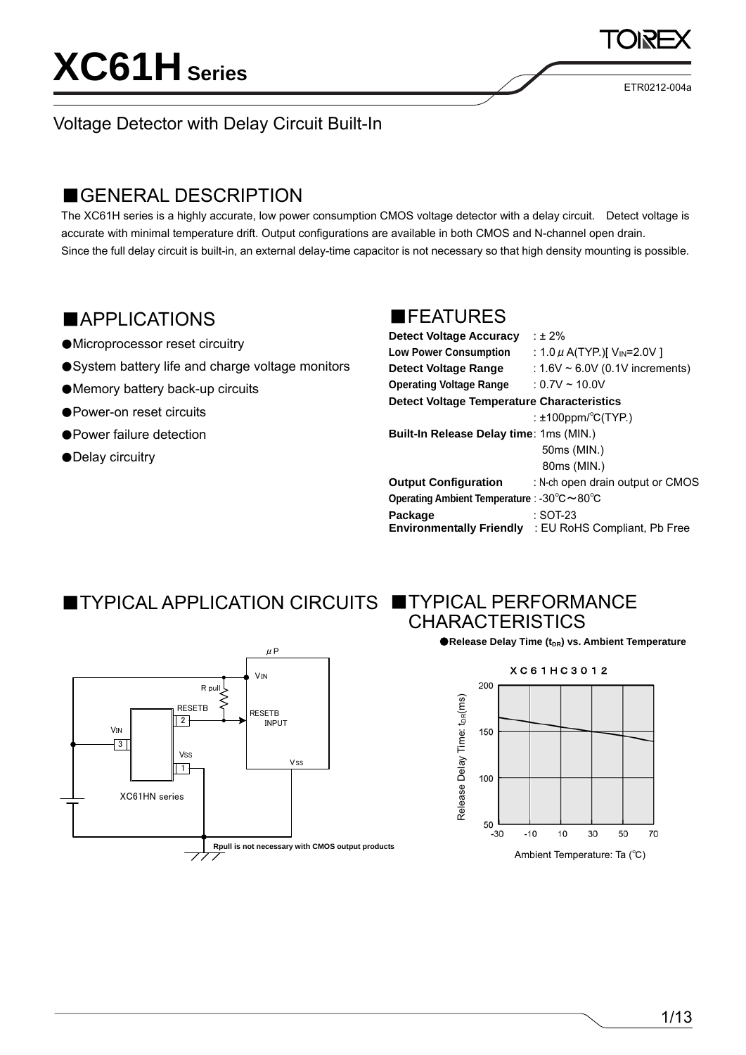# XC61H Series

ETR0212-004a

Voltage Detector with Delay Circuit Built-In

## ■GENERAL DESCRIPTION

The XC61H series is a highly accurate, low power consumption CMOS voltage detector with a delay circuit. Detect voltage is accurate with minimal temperature drift. Output configurations are available in both CMOS and N-channel open drain.
Since the full delay circuit is built-in, an external delay-time capacitor is not necessary so that high density mounting is possible.

## ■APPLICATIONS

- ●Microprocessor reset circuitry
- ●System battery life and charge voltage monitors
- ●Memory battery back-up circuits
- ●Power-on reset circuits
- ●Power failure detection
- ●Delay circuitry

## ■FEATURES

**Detect Voltage Accuracy** : ± 2%
**Low Power Consumption** : 1.0 μA(TYP.)[ $V_{IN}$=2.0V ]
**Detect Voltage Range** : 1.6V ~ 6.0V (0.1V increments)
**Operating Voltage Range** : 0.7V ~ 10.0V
**Detect Voltage Temperature Characteristics** : ±100ppm/℃(TYP.)
**Built-In Release Delay time**: 1ms (MIN.)
50ms (MIN.)
80ms (MIN.)
**Output Configuration** : N-ch open drain output or CMOS
**Operating Ambient Temperature** : -30℃～80℃
**Package** : SOT-23
**Environmentally Friendly** : EU RoHS Compliant, Pb Free

## ■TYPICAL APPLICATION CIRCUITS

μP, VIN, R pull, RESETB, RESETB INPUT, VIN, VSS, VSS, XC61HN series

Rpull is not necessary with CMOS output products

## ■TYPICAL PERFORMANCE CHARACTERISTICS

●Release Delay Time ($t_{DR}$) vs. Ambient Temperature

XC61HC3012

Release Delay Time: $t_{DR}$(ms)

Ambient Temperature: Ta (℃)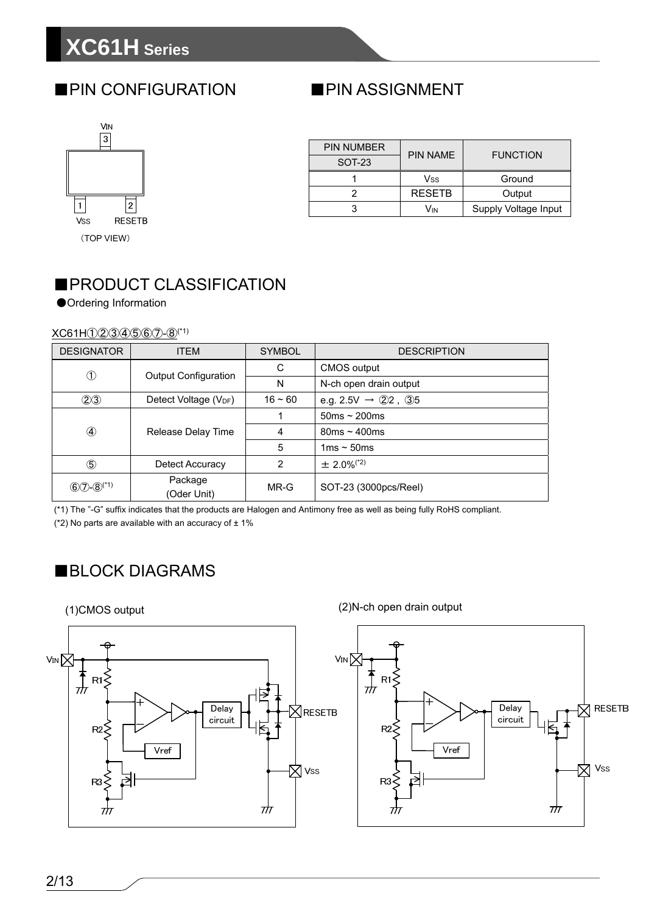## ■PIN CONFIGURATION

(TOP VIEW)

## ■PIN ASSIGNMENT

| PIN NUMBER SOT-23 | PIN NAME | FUNCTION |
|---|---|---|
| 1 | $V_{SS}$ | Ground |
| 2 | RESETB | Output |
| 3 | $V_{IN}$ | Supply Voltage Input |

## ■PRODUCT CLASSIFICATION

●Ordering Information

XC61H①②③④⑤⑥⑦-⑧(*1)

| DESIGNATOR | ITEM | SYMBOL | DESCRIPTION |
|---|---|---|---|
| ① | Output Configuration | C | CMOS output |
| | | N | N-ch open drain output |
| ②③ | Detect Voltage ($V_{DF}$) | 16 ~ 60 | e.g. 2.5V → ②2 , ③5 |
| ④ | Release Delay Time | 1 | 50ms ~ 200ms |
| | | 4 | 80ms ~ 400ms |
| | | 5 | 1ms ~ 50ms |
| ⑤ | Detect Accuracy | 2 | ± 2.0%(*2) |
| ⑥⑦-⑧(*1) | Package (Oder Unit) | MR-G | SOT-23 (3000pcs/Reel) |

(*1) The "-G" suffix indicates that the products are Halogen and Antimony free as well as being fully RoHS compliant.

(*2) No parts are available with an accuracy of ± 1%

## ■BLOCK DIAGRAMS

(1)CMOS output

(2)N-ch open drain output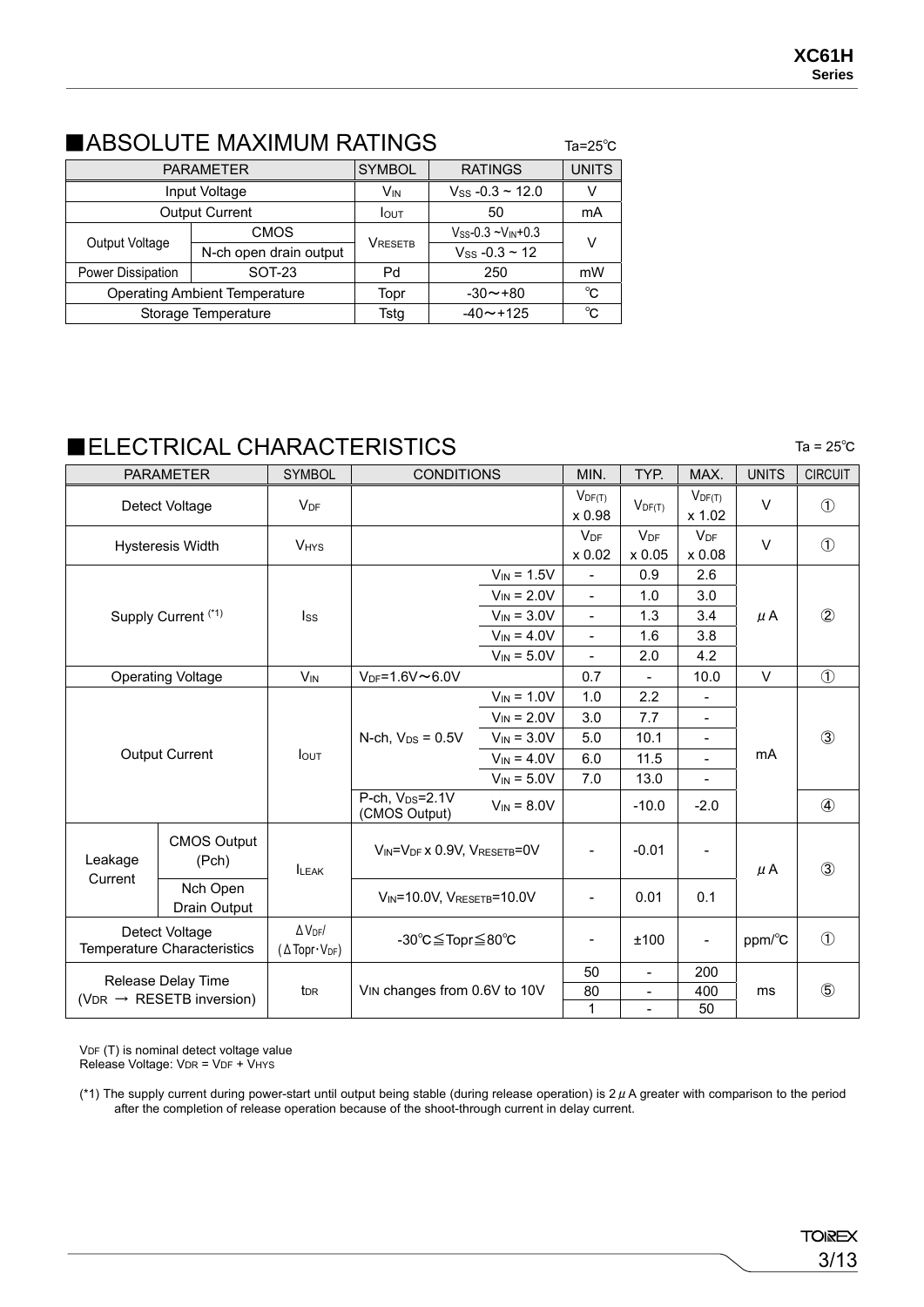## ■ABSOLUTE MAXIMUM RATINGS

Ta=25℃

| PARAMETER | | SYMBOL | RATINGS | UNITS |
|---|---|---|---|---|
| Input Voltage | | $V_{IN}$ | $V_{SS}$ -0.3 ~ 12.0 | V |
| Output Current | | $I_{OUT}$ | 50 | mA |
| Output Voltage | CMOS | $V_{RESETB}$ | $V_{SS}$-0.3 ~$V_{IN}$+0.3 | V |
| | N-ch open drain output | | $V_{SS}$ -0.3 ~ 12 | |
| Power Dissipation | SOT-23 | Pd | 250 | mW |
| Operating Ambient Temperature | | Topr | -30～+80 | ℃ |
| Storage Temperature | | Tstg | -40～+125 | ℃ |

## ■ELECTRICAL CHARACTERISTICS

Ta = 25℃

| PARAMETER | | SYMBOL | CONDITIONS | | MIN. | TYP. | MAX. | UNITS | CIRCUIT |
|---|---|---|---|---|---|---|---|---|---|
| Detect Voltage | | $V_{DF}$ | | | $V_{DF(T)}$ x 0.98 | $V_{DF(T)}$ | $V_{DF(T)}$ x 1.02 | V | ① |
| Hysteresis Width | | $V_{HYS}$ | | | $V_{DF}$ x 0.02 | $V_{DF}$ x 0.05 | $V_{DF}$ x 0.08 | V | ① |
| Supply Current (*1) | | $I_{SS}$ | | $V_{IN}$ = 1.5V | - | 0.9 | 2.6 | μA | ② |
| | | | | $V_{IN}$ = 2.0V | - | 1.0 | 3.0 | | |
| | | | | $V_{IN}$ = 3.0V | - | 1.3 | 3.4 | | |
| | | | | $V_{IN}$ = 4.0V | - | 1.6 | 3.8 | | |
| | | | | $V_{IN}$ = 5.0V | - | 2.0 | 4.2 | | |
| Operating Voltage | | $V_{IN}$ | $V_{DF}$=1.6V～6.0V | | 0.7 | - | 10.0 | V | ① |
| Output Current | | $I_{OUT}$ | N-ch, $V_{DS}$ = 0.5V | $V_{IN}$ = 1.0V | 1.0 | 2.2 | - | mA | ③ |
| | | | | $V_{IN}$ = 2.0V | 3.0 | 7.7 | - | | |
| | | | | $V_{IN}$ = 3.0V | 5.0 | 10.1 | - | | |
| | | | | $V_{IN}$ = 4.0V | 6.0 | 11.5 | - | | |
| | | | | $V_{IN}$ = 5.0V | 7.0 | 13.0 | - | | |
| | | | P-ch, $V_{DS}$=2.1V (CMOS Output) | $V_{IN}$ = 8.0V | | -10.0 | -2.0 | | ④ |
| Leakage Current | CMOS Output (Pch) | $I_{LEAK}$ | $V_{IN}$=$V_{DF}$ x 0.9V, $V_{RESETB}$=0V | | - | -0.01 | - | μA | ③ |
| | Nch Open Drain Output | | $V_{IN}$=10.0V, $V_{RESETB}$=10.0V | | - | 0.01 | 0.1 | | |
| Detect Voltage Temperature Characteristics | | $\Delta V_{DF}$/ ($\Delta$Topr・$V_{DF}$) | -30℃≦Topr≦80℃ | | - | ±100 | - | ppm/℃ | ① |
| Release Delay Time ($V_{DR}$ → RESETB inversion) | | $t_{DR}$ | $V_{IN}$ changes from 0.6V to 10V | | 50 | - | 200 | ms | ⑤ |
| | | | | | 80 | - | 400 | | |
| | | | | | 1 | - | 50 | | |

$V_{DF}$ (T) is nominal detect voltage value
Release Voltage: $V_{DR}$ = $V_{DF}$ + $V_{HYS}$

(*1) The supply current during power-start until output being stable (during release operation) is 2μA greater with comparison to the period after the completion of release operation because of the shoot-through current in delay current.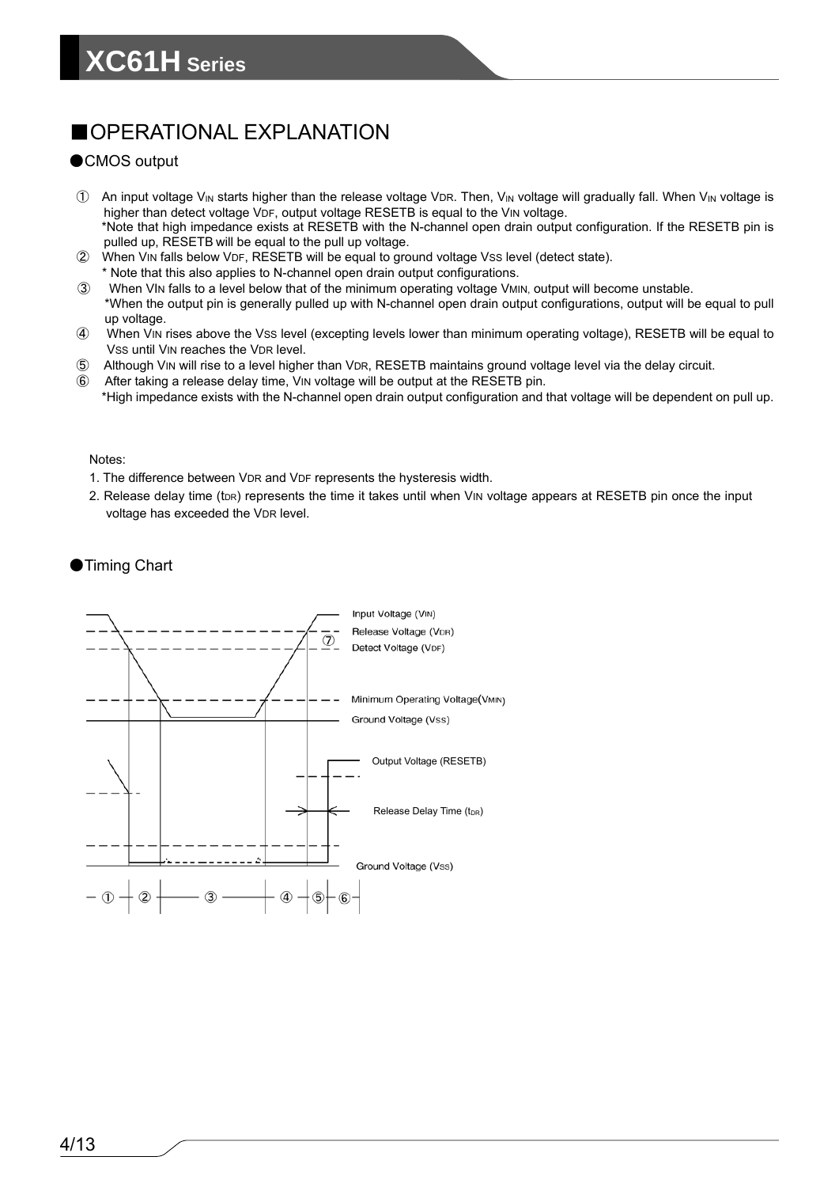## ■OPERATIONAL EXPLANATION

### ●CMOS output

① An input voltage $V_{IN}$ starts higher than the release voltage $V_{DR}$. Then, $V_{IN}$ voltage will gradually fall. When $V_{IN}$ voltage is higher than detect voltage $V_{DF}$, output voltage RESETB is equal to the $V_{IN}$ voltage.
*Note that high impedance exists at RESETB with the N-channel open drain output configuration. If the RESETB pin is pulled up, RESETB will be equal to the pull up voltage.

② When $V_{IN}$ falls below $V_{DF}$, RESETB will be equal to ground voltage $V_{SS}$ level (detect state).
* Note that this also applies to N-channel open drain output configurations.

③ When $V_{IN}$ falls to a level below that of the minimum operating voltage $V_{MIN}$, output will become unstable.
*When the output pin is generally pulled up with N-channel open drain output configurations, output will be equal to pull up voltage.

④ When $V_{IN}$ rises above the $V_{SS}$ level (excepting levels lower than minimum operating voltage), RESETB will be equal to $V_{SS}$ until $V_{IN}$ reaches the $V_{DR}$ level.

⑤ Although $V_{IN}$ will rise to a level higher than $V_{DR}$, RESETB maintains ground voltage level via the delay circuit.

⑥ After taking a release delay time, $V_{IN}$ voltage will be output at the RESETB pin.
*High impedance exists with the N-channel open drain output configuration and that voltage will be dependent on pull up.

Notes:

1. The difference between $V_{DR}$ and $V_{DF}$ represents the hysteresis width.
2. Release delay time ($t_{DR}$) represents the time it takes until when $V_{IN}$ voltage appears at RESETB pin once the input voltage has exceeded the $V_{DR}$ level.

### ●Timing Chart

Input Voltage ($V_{IN}$)
Release Voltage ($V_{DR}$)
⑦
Detect Voltage ($V_{DF}$)
Minimum Operating Voltage($V_{MIN}$)
Ground Voltage ($V_{SS}$)
Output Voltage (RESETB)
Release Delay Time ($t_{DR}$)
Ground Voltage ($V_{SS}$)

① ② ③ ④ ⑤ ⑥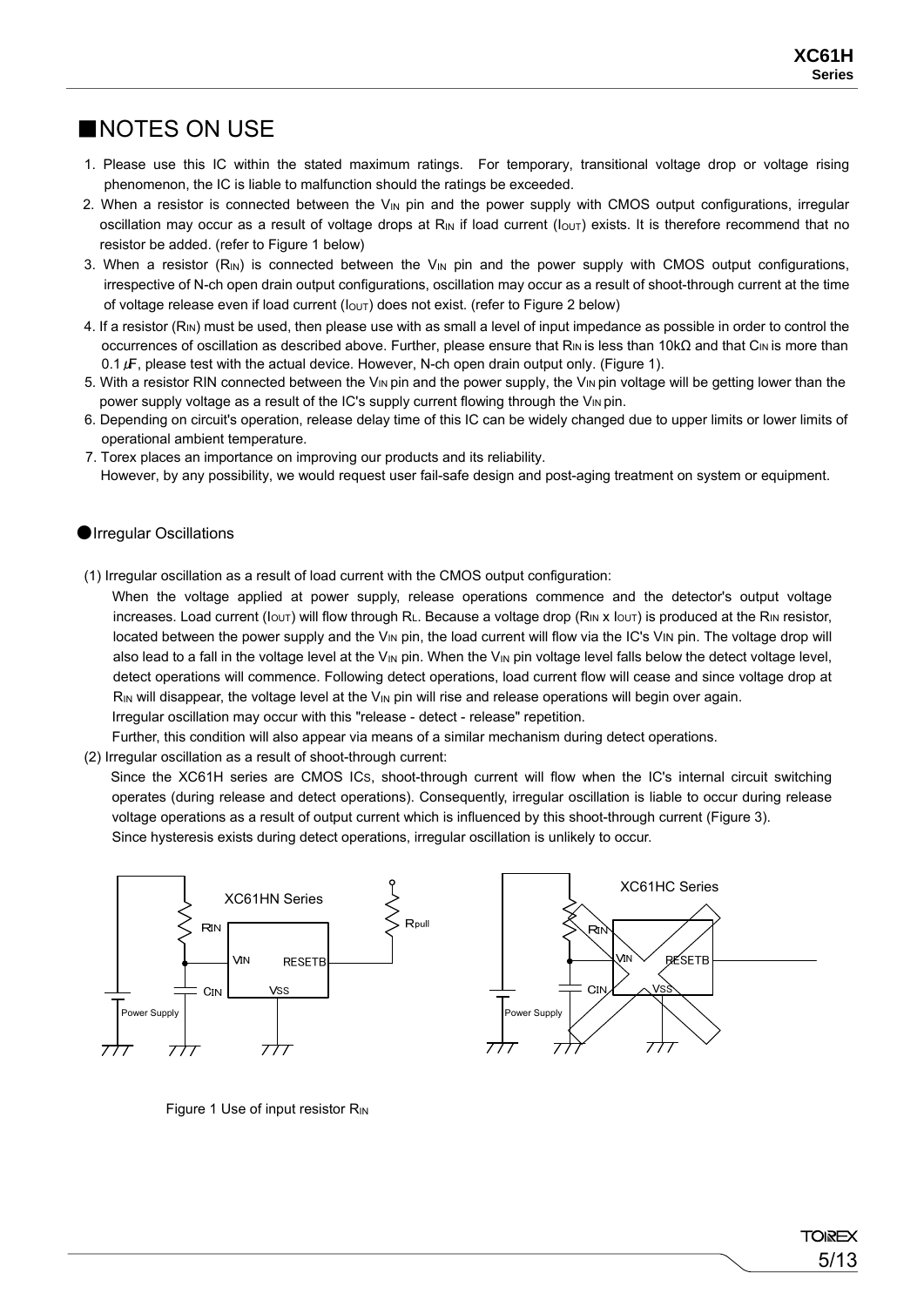## ■NOTES ON USE

1. Please use this IC within the stated maximum ratings. For temporary, transitional voltage drop or voltage rising phenomenon, the IC is liable to malfunction should the ratings be exceeded.
2. When a resistor is connected between the $V_{IN}$ pin and the power supply with CMOS output configurations, irregular oscillation may occur as a result of voltage drops at $R_{IN}$ if load current ($I_{OUT}$) exists. It is therefore recommend that no resistor be added. (refer to Figure 1 below)
3. When a resistor ($R_{IN}$) is connected between the $V_{IN}$ pin and the power supply with CMOS output configurations, irrespective of N-ch open drain output configurations, oscillation may occur as a result of shoot-through current at the time of voltage release even if load current ($I_{OUT}$) does not exist. (refer to Figure 2 below)
4. If a resistor ($R_{IN}$) must be used, then please use with as small a level of input impedance as possible in order to control the occurrences of oscillation as described above. Further, please ensure that $R_{IN}$ is less than 10kΩ and that $C_{IN}$ is more than 0.1 μF, please test with the actual device. However, N-ch open drain output only. (Figure 1).
5. With a resistor RIN connected between the $V_{IN}$ pin and the power supply, the $V_{IN}$ pin voltage will be getting lower than the power supply voltage as a result of the IC's supply current flowing through the $V_{IN}$ pin.
6. Depending on circuit's operation, release delay time of this IC can be widely changed due to upper limits or lower limits of operational ambient temperature.
7. Torex places an importance on improving our products and its reliability.
   However, by any possibility, we would request user fail-safe design and post-aging treatment on system or equipment.

### ●Irregular Oscillations

(1) Irregular oscillation as a result of load current with the CMOS output configuration:

When the voltage applied at power supply, release operations commence and the detector's output voltage increases. Load current ($I_{OUT}$) will flow through $R_L$. Because a voltage drop ($R_{IN}$ x $I_{OUT}$) is produced at the $R_{IN}$ resistor, located between the power supply and the $V_{IN}$ pin, the load current will flow via the IC's $V_{IN}$ pin. The voltage drop will also lead to a fall in the voltage level at the $V_{IN}$ pin. When the $V_{IN}$ pin voltage level falls below the detect voltage level, detect operations will commence. Following detect operations, load current flow will cease and since voltage drop at $R_{IN}$ will disappear, the voltage level at the $V_{IN}$ pin will rise and release operations will begin over again.
Irregular oscillation may occur with this "release - detect - release" repetition.
Further, this condition will also appear via means of a similar mechanism during detect operations.

(2) Irregular oscillation as a result of shoot-through current:

Since the XC61H series are CMOS ICs, shoot-through current will flow when the IC's internal circuit switching operates (during release and detect operations). Consequently, irregular oscillation is liable to occur during release voltage operations as a result of output current which is influenced by this shoot-through current (Figure 3).
Since hysteresis exists during detect operations, irregular oscillation is unlikely to occur.

XC61HN Series: $R_{IN}$, $C_{IN}$, $V_{IN}$, RESETB, $V_{SS}$, $R_{pull}$, Power Supply

XC61HC Series: $R_{IN}$, $C_{IN}$, $V_{IN}$, RESETB, $V_{SS}$, Power Supply

Figure 1 Use of input resistor $R_{IN}$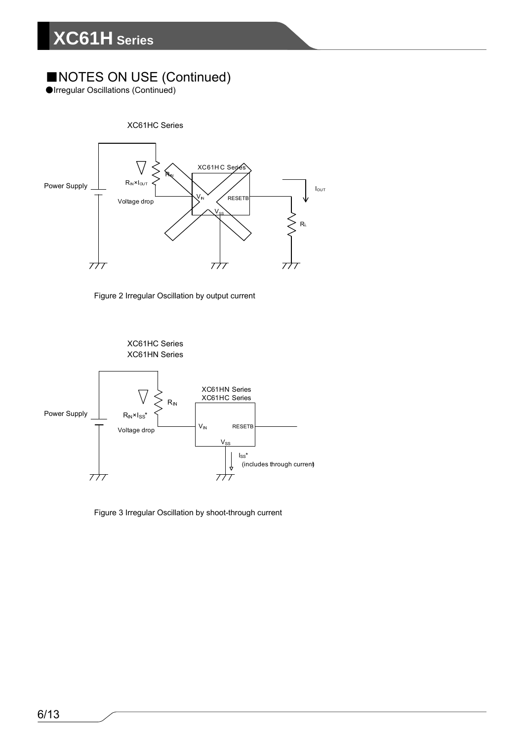## ■NOTES ON USE (Continued)

●Irregular Oscillations (Continued)

XC61HC Series

Power Supply

$R_{IN}$×$I_{OUT}$

Voltage drop

$R_{IN}$

XC61HC Series

$V_{IN}$

RESETB

$V_{SS}$

$I_{OUT}$

$R_L$

Figure 2 Irregular Oscillation by output current

XC61HC Series
XC61HN Series

Power Supply

$R_{IN}$×$I_{SS}$*

Voltage drop

$R_{IN}$

XC61HN Series
XC61HC Series

$V_{IN}$

RESETB

$V_{SS}$

$I_{SS}$*
(includes through current)

Figure 3 Irregular Oscillation by shoot-through current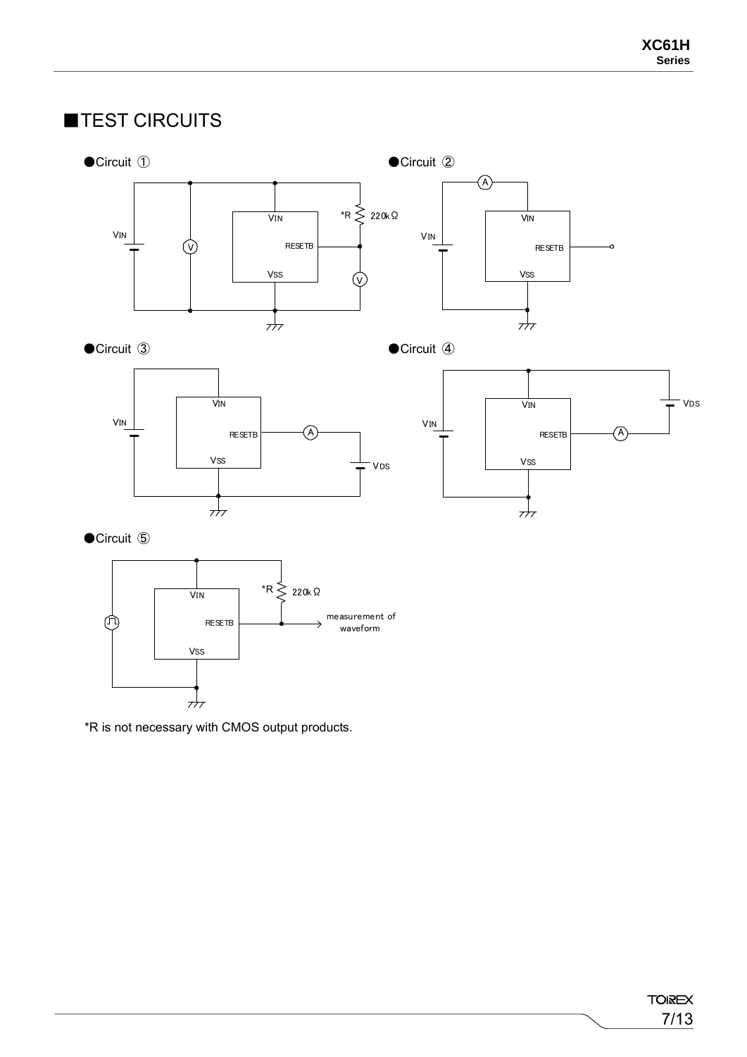## ■TEST CIRCUITS

●Circuit ①

●Circuit ②

●Circuit ③

●Circuit ④

●Circuit ⑤

*R is not necessary with CMOS output products.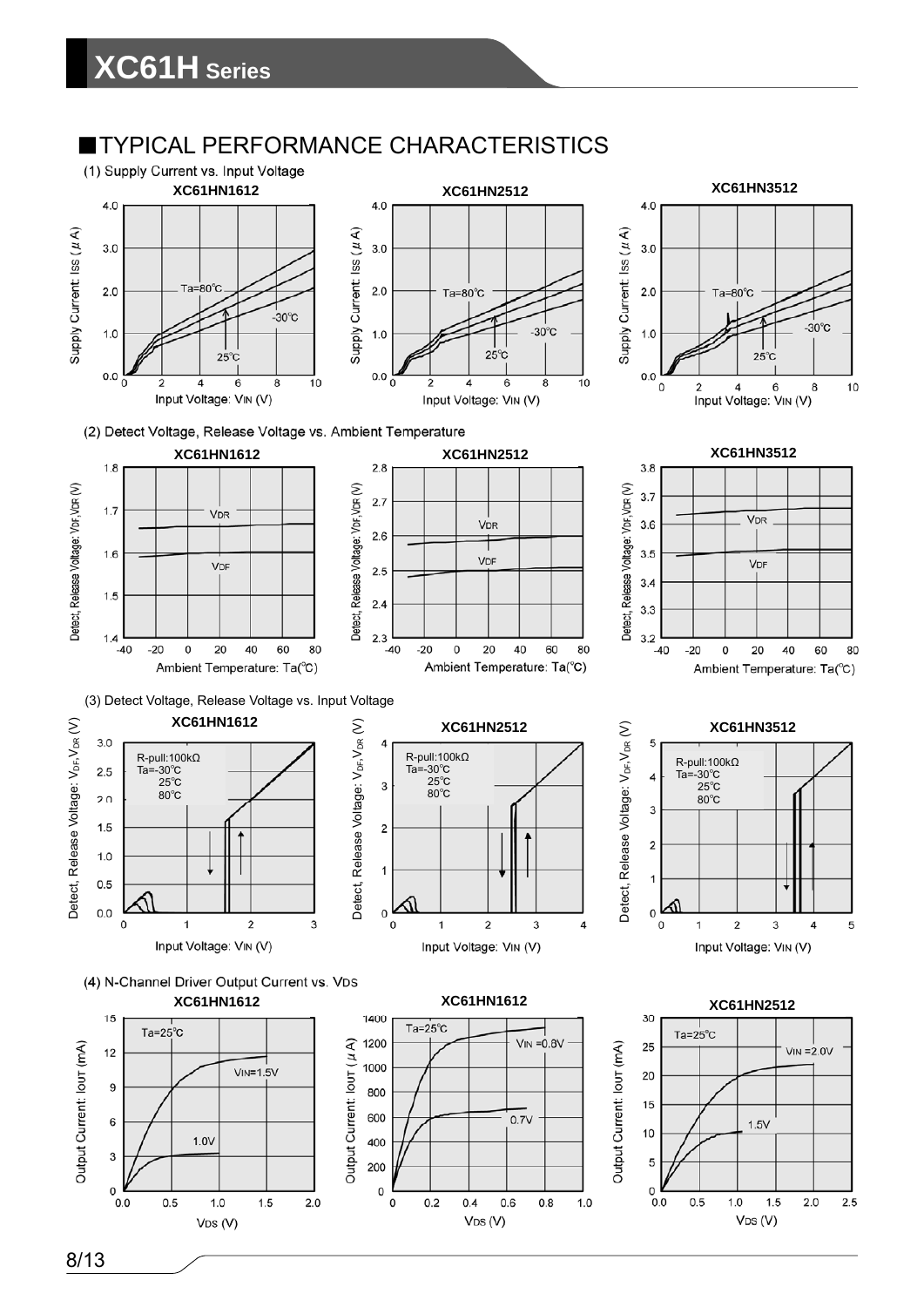## ■TYPICAL PERFORMANCE CHARACTERISTICS

(1) Supply Current vs. Input Voltage

XC61HN1612

XC61HN2512

XC61HN3512

(2) Detect Voltage, Release Voltage vs. Ambient Temperature

XC61HN1612

XC61HN2512

XC61HN3512

(3) Detect Voltage, Release Voltage vs. Input Voltage

XC61HN1612

XC61HN2512

XC61HN3512

(4) N-Channel Driver Output Current vs. VDS

XC61HN1612

XC61HN1612

XC61HN2512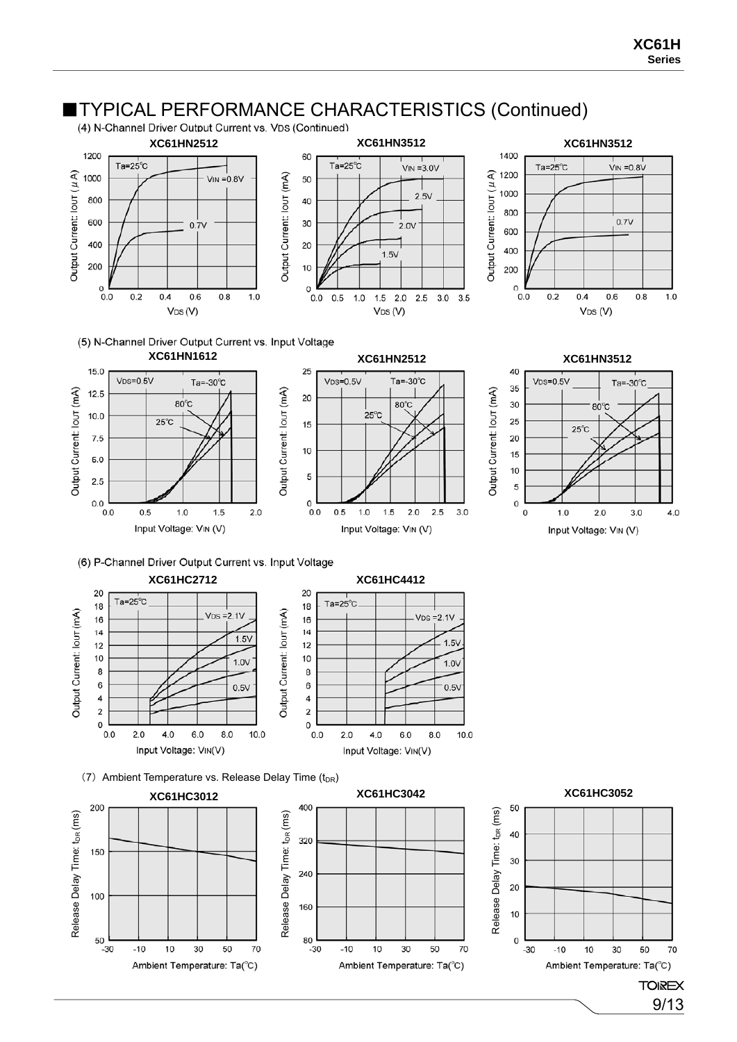## ■TYPICAL PERFORMANCE CHARACTERISTICS (Continued)

(4) N-Channel Driver Output Current vs. VDS (Continued)

**XC61HN2512**

Ta=25℃

VIN =0.8V

0.7V

Output Current: IOUT (μA)

VDS (V)

**XC61HN3512**

Ta=25℃

VIN =3.0V

2.5V

2.0V

1.5V

Output Current: IOUT (mA)

VDS (V)

**XC61HN3512**

Ta=25℃

VIN =0.8V

0.7V

Output Current: IOUT (μA)

VDS (V)

(5) N-Channel Driver Output Current vs. Input Voltage

**XC61HN1612**

VDS=0.5V

Ta=-30℃

80℃

25℃

Output Current: IOUT (mA)

Input Voltage: VIN (V)

**XC61HN2512**

VDS=0.5V

Ta=-30℃

80℃

25℃

Output Current: IOUT (mA)

Input Voltage: VIN (V)

**XC61HN3512**

VDS=0.5V

Ta=-30℃

80℃

25℃

Output Current: IOUT (mA)

Input Voltage: VIN (V)

(6) P-Channel Driver Output Current vs. Input Voltage

**XC61HC2712**

Ta=25℃

VDS =2.1V

1.5V

1.0V

0.5V

Output Current: IOUT (mA)

Input Voltage: VIN(V)

**XC61HC4412**

Ta=25℃

VDS =2.1V

1.5V

1.0V

0.5V

Output Current: IOUT (mA)

Input Voltage: VIN(V)

(7) Ambient Temperature vs. Release Delay Time ($t_{DR}$)

**XC61HC3012**

Release Delay Time: $t_{DR}$ (ms)

Ambient Temperature: Ta(℃)

**XC61HC3042**

Release Delay Time: $t_{DR}$ (ms)

Ambient Temperature: Ta(℃)

**XC61HC3052**

Release Delay Time: $t_{DR}$ (ms)

Ambient Temperature: Ta(℃)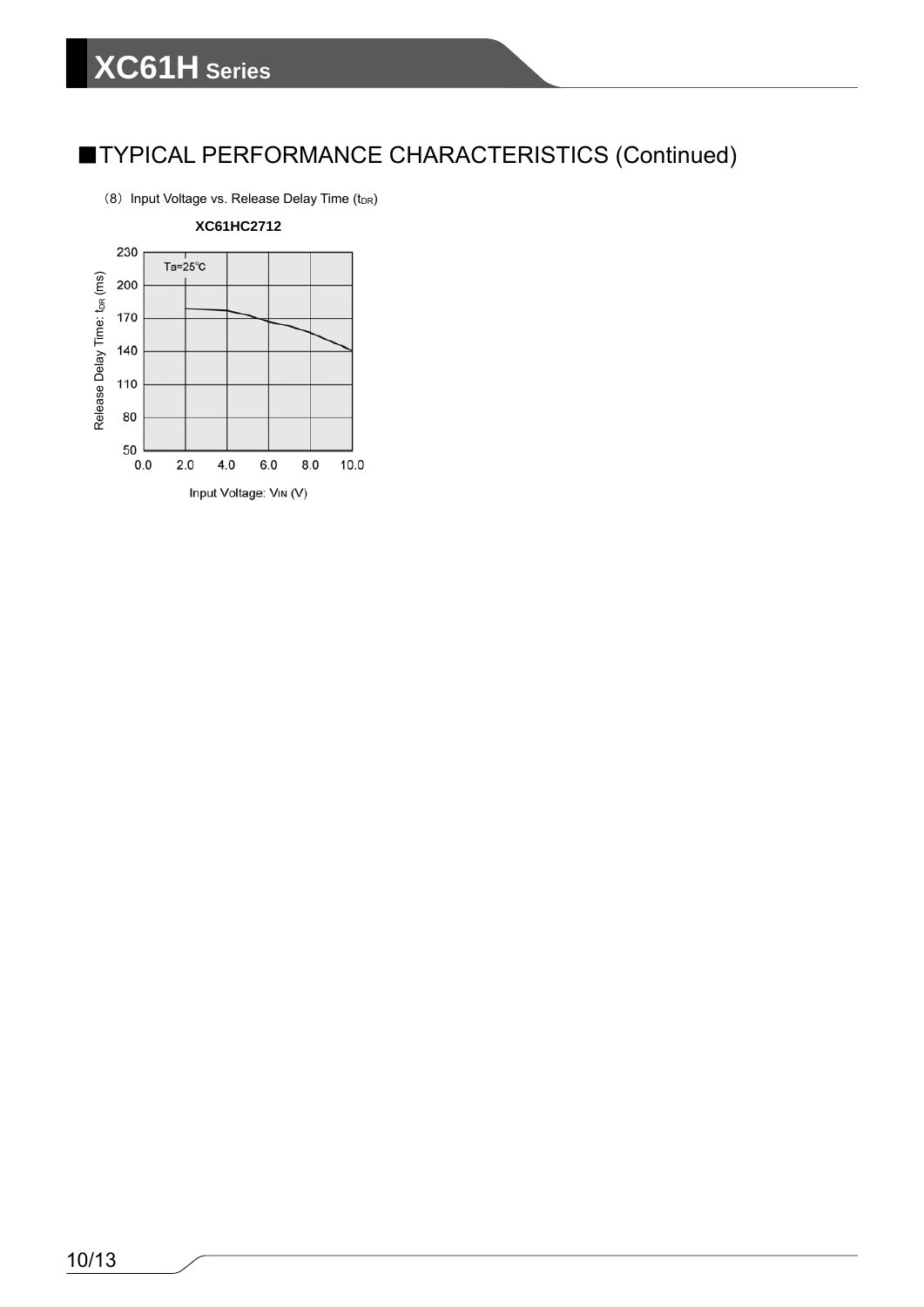## ■TYPICAL PERFORMANCE CHARACTERISTICS (Continued)

(8) Input Voltage vs. Release Delay Time ($t_{DR}$)

**XC61HC2712**

Ta=25℃

Release Delay Time: $t_{DR}$ (ms)

230, 200, 170, 140, 110, 80, 50

0.0, 2.0, 4.0, 6.0, 8.0, 10.0

Input Voltage: $V_{IN}$ (V)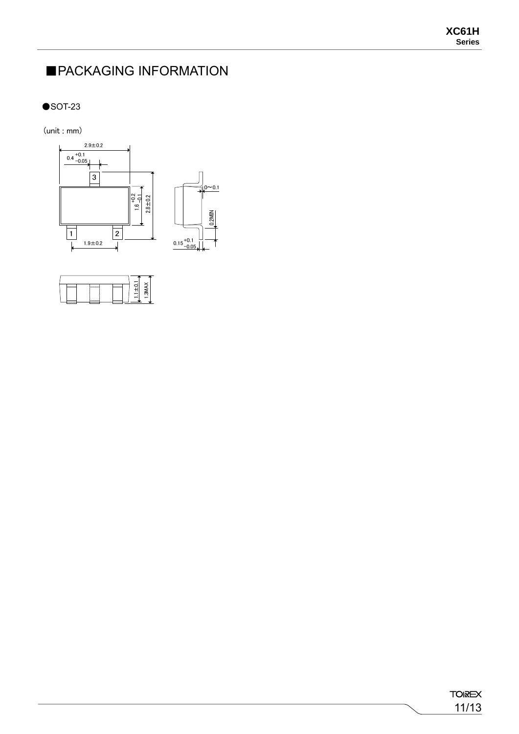# ■PACKAGING INFORMATION

●SOT-23

（unit : mm）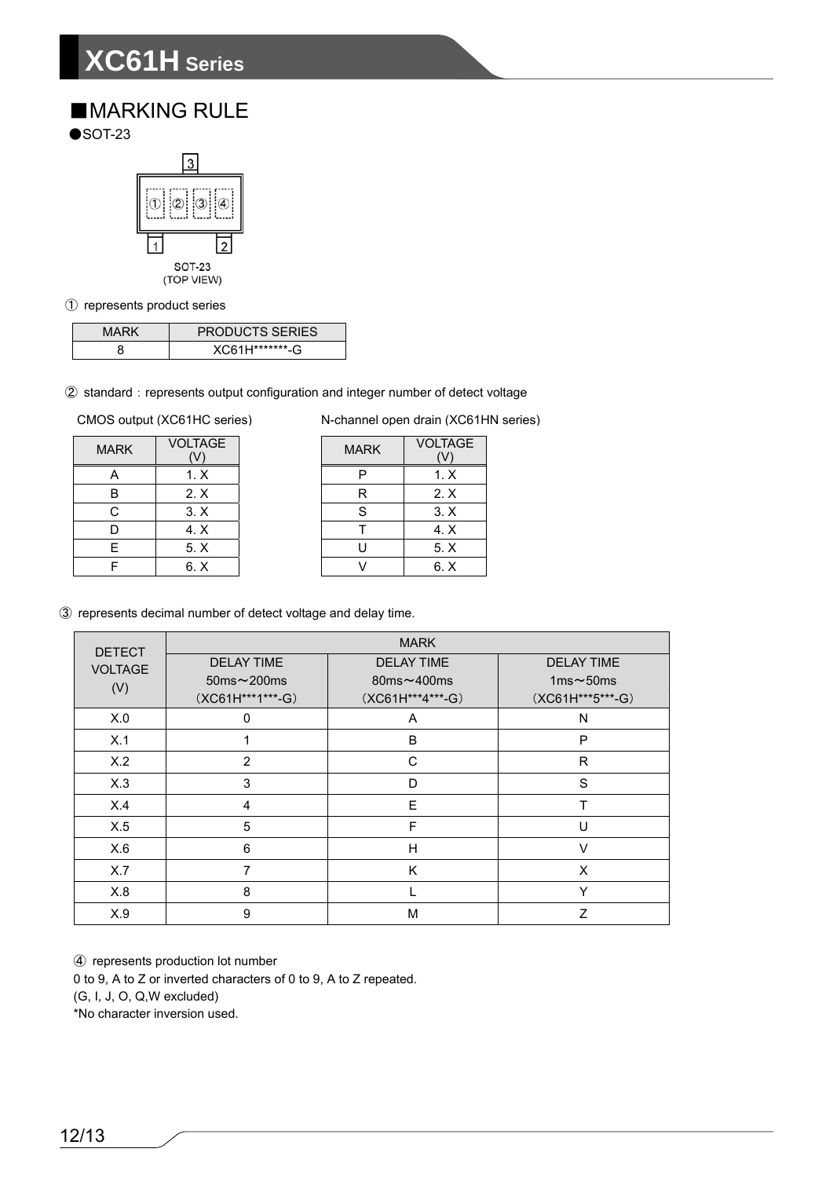## ■MARKING RULE

●SOT-23

SOT-23
(TOP VIEW)

① represents product series

| MARK | PRODUCTS SERIES |
|---|---|
| 8 | XC61H*******-G |

② standard：represents output configuration and integer number of detect voltage

CMOS output (XC61HC series)

| MARK | VOLTAGE (V) |
|---|---|
| A | 1. X |
| B | 2. X |
| C | 3. X |
| D | 4. X |
| E | 5. X |
| F | 6. X |

N-channel open drain (XC61HN series)

| MARK | VOLTAGE (V) |
|---|---|
| P | 1. X |
| R | 2. X |
| S | 3. X |
| T | 4. X |
| U | 5. X |
| V | 6. X |

③ represents decimal number of detect voltage and delay time.

| DETECT VOLTAGE (V) | MARK | | |
|---|---|---|---|
| | DELAY TIME 50ms～200ms（XC61H***1***-G） | DELAY TIME 80ms～400ms（XC61H***4***-G） | DELAY TIME 1ms～50ms（XC61H***5***-G） |
| X.0 | 0 | A | N |
| X.1 | 1 | B | P |
| X.2 | 2 | C | R |
| X.3 | 3 | D | S |
| X.4 | 4 | E | T |
| X.5 | 5 | F | U |
| X.6 | 6 | H | V |
| X.7 | 7 | K | X |
| X.8 | 8 | L | Y |
| X.9 | 9 | M | Z |

④ represents production lot number

0 to 9, A to Z or inverted characters of 0 to 9, A to Z repeated.

(G, I, J, O, Q,W excluded)

*No character inversion used.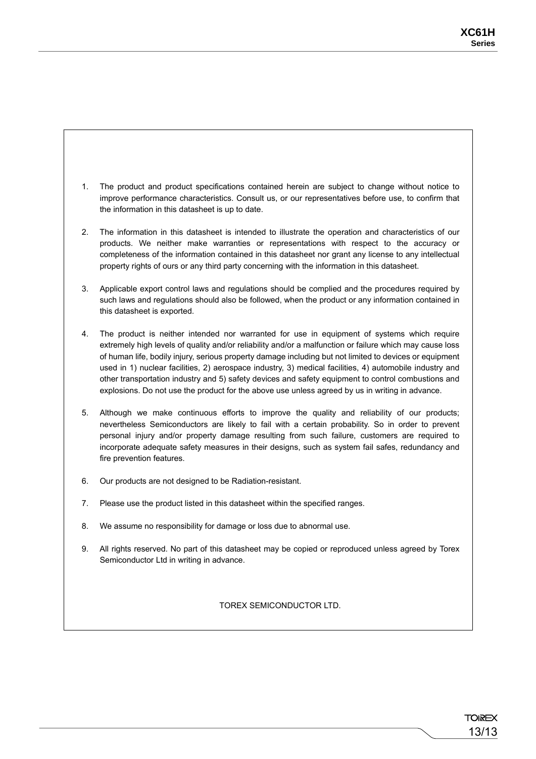1. The product and product specifications contained herein are subject to change without notice to improve performance characteristics. Consult us, or our representatives before use, to confirm that the information in this datasheet is up to date.

2. The information in this datasheet is intended to illustrate the operation and characteristics of our products. We neither make warranties or representations with respect to the accuracy or completeness of the information contained in this datasheet nor grant any license to any intellectual property rights of ours or any third party concerning with the information in this datasheet.

3. Applicable export control laws and regulations should be complied and the procedures required by such laws and regulations should also be followed, when the product or any information contained in this datasheet is exported.

4. The product is neither intended nor warranted for use in equipment of systems which require extremely high levels of quality and/or reliability and/or a malfunction or failure which may cause loss of human life, bodily injury, serious property damage including but not limited to devices or equipment used in 1) nuclear facilities, 2) aerospace industry, 3) medical facilities, 4) automobile industry and other transportation industry and 5) safety devices and safety equipment to control combustions and explosions. Do not use the product for the above use unless agreed by us in writing in advance.

5. Although we make continuous efforts to improve the quality and reliability of our products; nevertheless Semiconductors are likely to fail with a certain probability. So in order to prevent personal injury and/or property damage resulting from such failure, customers are required to incorporate adequate safety measures in their designs, such as system fail safes, redundancy and fire prevention features.

6. Our products are not designed to be Radiation-resistant.

7. Please use the product listed in this datasheet within the specified ranges.

8. We assume no responsibility for damage or loss due to abnormal use.

9. All rights reserved. No part of this datasheet may be copied or reproduced unless agreed by Torex Semiconductor Ltd in writing in advance.

TOREX SEMICONDUCTOR LTD.